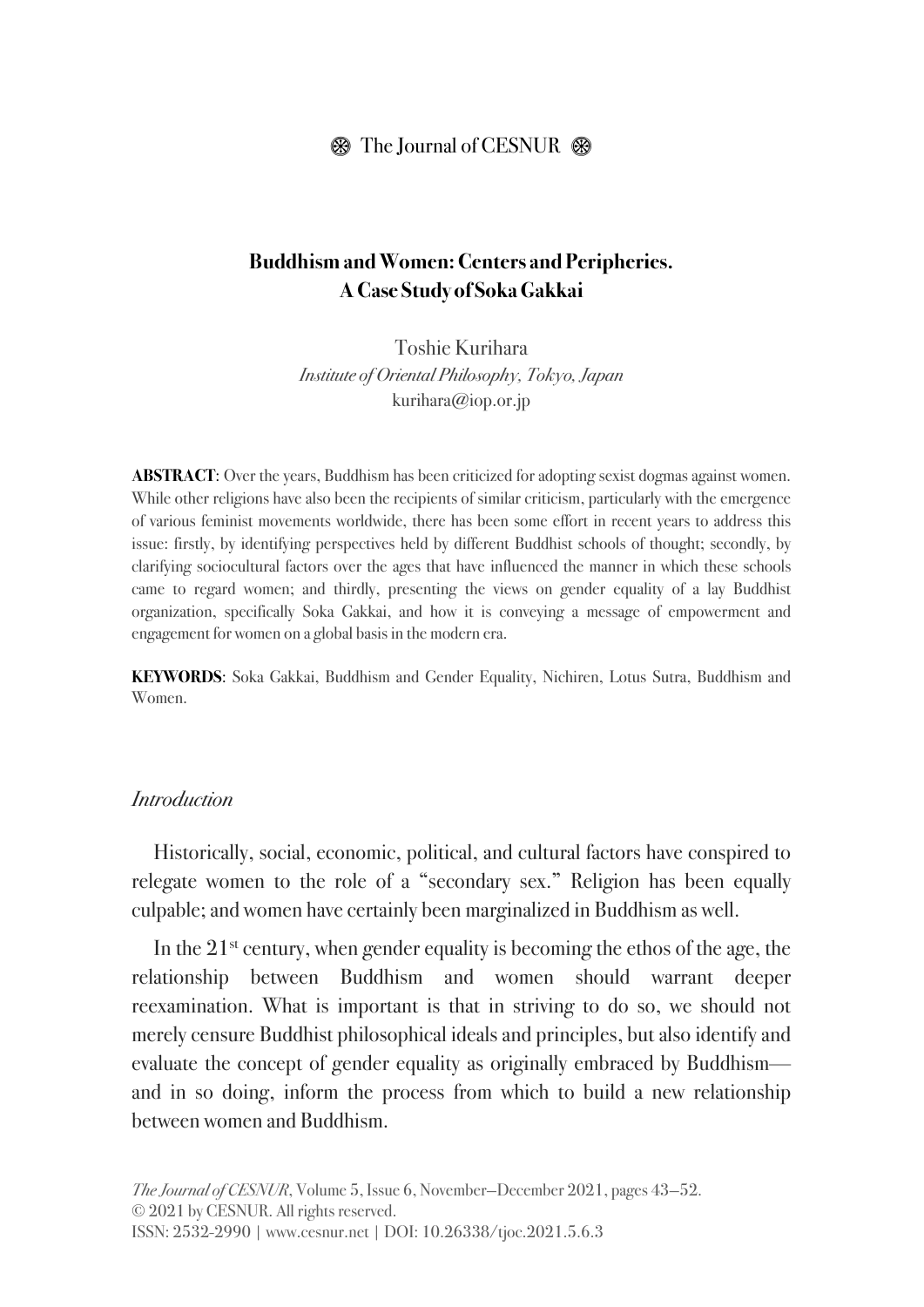# Buddhism and Women: Centers and Peripheries. A Case Study of Soka Gakkai

Toshie Kurihara
*Institute of Oriental Philosophy, Tokyo, Japan*
kurihara@iop.or.jp

**ABSTRACT**: Over the years, Buddhism has been criticized for adopting sexist dogmas against women. While other religions have also been the recipients of similar criticism, particularly with the emergence of various feminist movements worldwide, there has been some effort in recent years to address this issue: firstly, by identifying perspectives held by different Buddhist schools of thought; secondly, by clarifying sociocultural factors over the ages that have influenced the manner in which these schools came to regard women; and thirdly, presenting the views on gender equality of a lay Buddhist organization, specifically Soka Gakkai, and how it is conveying a message of empowerment and engagement for women on a global basis in the modern era.

**KEYWORDS**: Soka Gakkai, Buddhism and Gender Equality, Nichiren, Lotus Sutra, Buddhism and Women.

## *Introduction*

Historically, social, economic, political, and cultural factors have conspired to relegate women to the role of a "secondary sex." Religion has been equally culpable; and women have certainly been marginalized in Buddhism as well.

In the 21st century, when gender equality is becoming the ethos of the age, the relationship between Buddhism and women should warrant deeper reexamination. What is important is that in striving to do so, we should not merely censure Buddhist philosophical ideals and principles, but also identify and evaluate the concept of gender equality as originally embraced by Buddhism—and in so doing, inform the process from which to build a new relationship between women and Buddhism.

*The Journal of CESNUR*, Volume 5, Issue 6, November—December 2021, pages 43—52.
© 2021 by CESNUR. All rights reserved.
ISSN: 2532-2990 | www.cesnur.net | DOI: 10.26338/tjoc.2021.5.6.3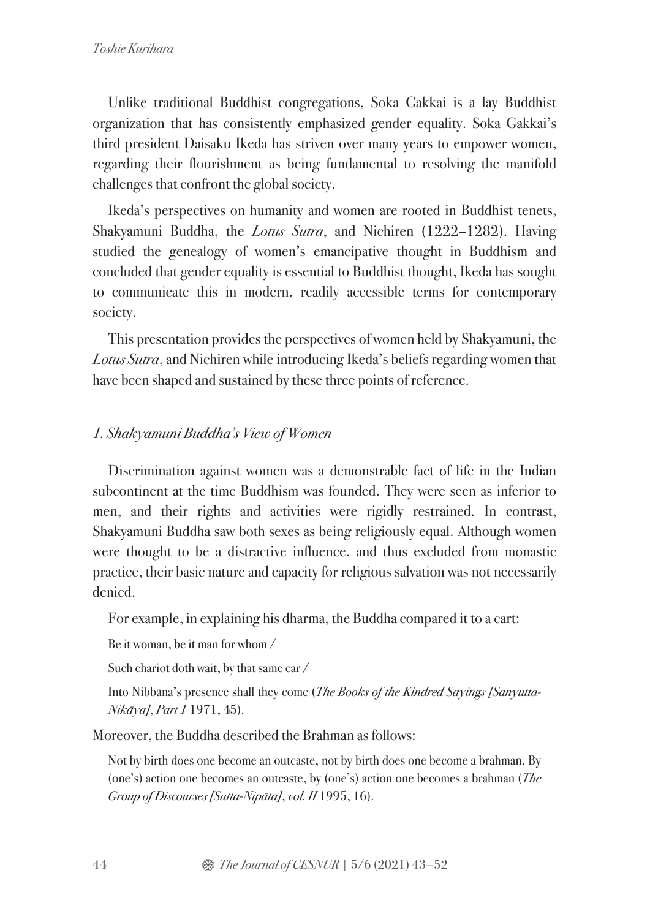Unlike traditional Buddhist congregations, Soka Gakkai is a lay Buddhist organization that has consistently emphasized gender equality. Soka Gakkai's third president Daisaku Ikeda has striven over many years to empower women, regarding their flourishment as being fundamental to resolving the manifold challenges that confront the global society.

Ikeda's perspectives on humanity and women are rooted in Buddhist tenets, Shakyamuni Buddha, the *Lotus Sutra*, and Nichiren (1222–1282). Having studied the genealogy of women's emancipative thought in Buddhism and concluded that gender equality is essential to Buddhist thought, Ikeda has sought to communicate this in modern, readily accessible terms for contemporary society.

This presentation provides the perspectives of women held by Shakyamuni, the *Lotus Sutra*, and Nichiren while introducing Ikeda's beliefs regarding women that have been shaped and sustained by these three points of reference.

## *1. Shakyamuni Buddha's View of Women*

Discrimination against women was a demonstrable fact of life in the Indian subcontinent at the time Buddhism was founded. They were seen as inferior to men, and their rights and activities were rigidly restrained. In contrast, Shakyamuni Buddha saw both sexes as being religiously equal. Although women were thought to be a distractive influence, and thus excluded from monastic practice, their basic nature and capacity for religious salvation was not necessarily denied.

For example, in explaining his dharma, the Buddha compared it to a cart:

> Be it woman, be it man for whom /
>
> Such chariot doth wait, by that same car /
>
> Into Nibbāna's presence shall they come (*The Books of the Kindred Sayings [Sanyutta-Nikāya], Part 1* 1971, 45).

Moreover, the Buddha described the Brahman as follows:

> Not by birth does one become an outcaste, not by birth does one become a brahman. By (one's) action one becomes an outcaste, by (one's) action one becomes a brahman (*The Group of Discourses [Sutta-Nipāta], vol. II* 1995, 16).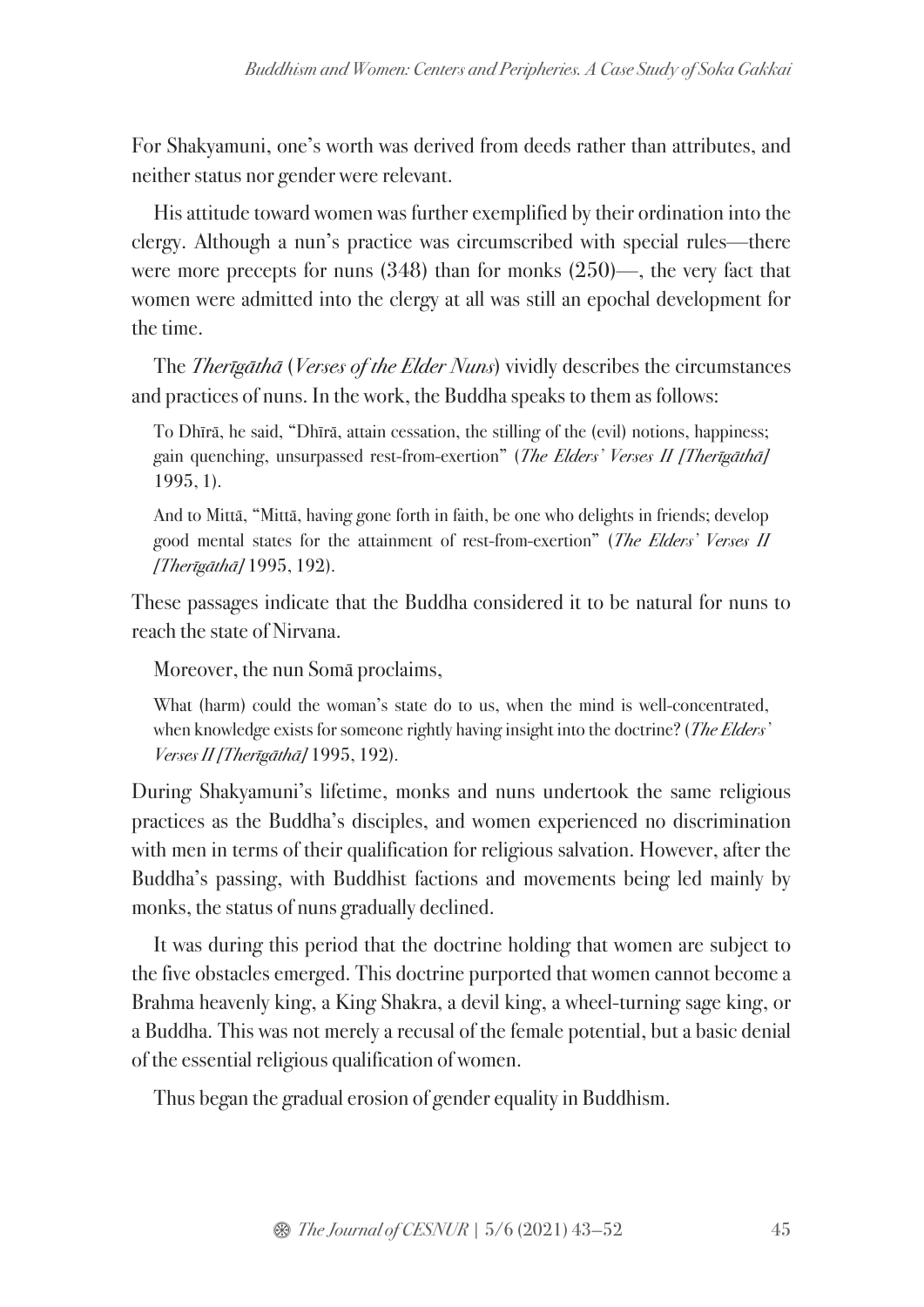For Shakyamuni, one's worth was derived from deeds rather than attributes, and neither status nor gender were relevant.

His attitude toward women was further exemplified by their ordination into the clergy. Although a nun's practice was circumscribed with special rules—there were more precepts for nuns (348) than for monks (250)—, the very fact that women were admitted into the clergy at all was still an epochal development for the time.

The *Therīgāthā* (*Verses of the Elder Nuns*) vividly describes the circumstances and practices of nuns. In the work, the Buddha speaks to them as follows:

> To Dhīrā, he said, "Dhīrā, attain cessation, the stilling of the (evil) notions, happiness; gain quenching, unsurpassed rest-from-exertion" (*The Elders' Verses II [Therīgāthā]* 1995, 1).
>
> And to Mittā, "Mittā, having gone forth in faith, be one who delights in friends; develop good mental states for the attainment of rest-from-exertion" (*The Elders' Verses II [Therīgāthā]* 1995, 192).

These passages indicate that the Buddha considered it to be natural for nuns to reach the state of Nirvana.

Moreover, the nun Somā proclaims,

> What (harm) could the woman's state do to us, when the mind is well-concentrated, when knowledge exists for someone rightly having insight into the doctrine? (*The Elders' Verses II [Therīgāthā]* 1995, 192).

During Shakyamuni's lifetime, monks and nuns undertook the same religious practices as the Buddha's disciples, and women experienced no discrimination with men in terms of their qualification for religious salvation. However, after the Buddha's passing, with Buddhist factions and movements being led mainly by monks, the status of nuns gradually declined.

It was during this period that the doctrine holding that women are subject to the five obstacles emerged. This doctrine purported that women cannot become a Brahma heavenly king, a King Shakra, a devil king, a wheel-turning sage king, or a Buddha. This was not merely a recusal of the female potential, but a basic denial of the essential religious qualification of women.

Thus began the gradual erosion of gender equality in Buddhism.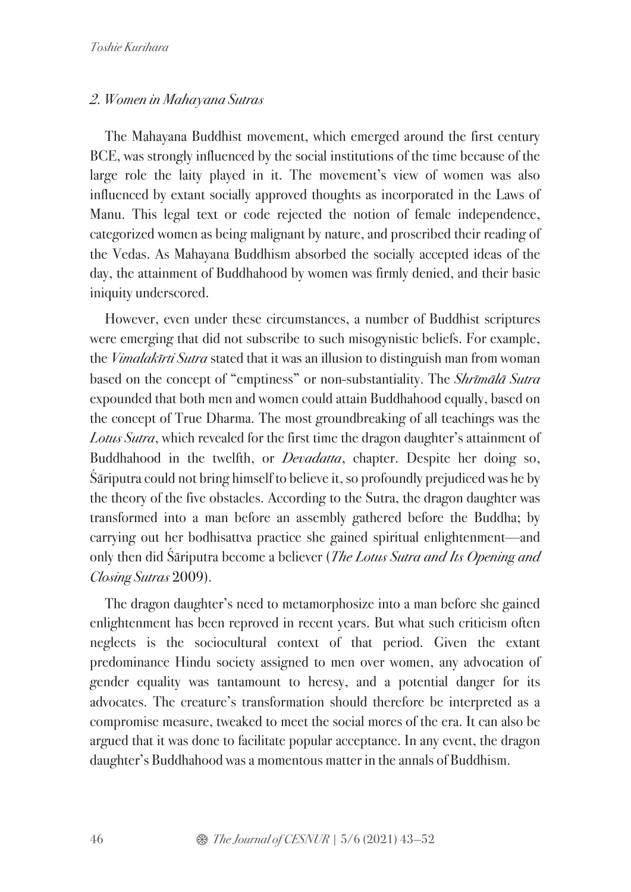## *2. Women in Mahayana Sutras*

The Mahayana Buddhist movement, which emerged around the first century BCE, was strongly influenced by the social institutions of the time because of the large role the laity played in it. The movement's view of women was also influenced by extant socially approved thoughts as incorporated in the Laws of Manu. This legal text or code rejected the notion of female independence, categorized women as being malignant by nature, and proscribed their reading of the Vedas. As Mahayana Buddhism absorbed the socially accepted ideas of the day, the attainment of Buddhahood by women was firmly denied, and their basic iniquity underscored.

However, even under these circumstances, a number of Buddhist scriptures were emerging that did not subscribe to such misogynistic beliefs. For example, the *Vimalakīrti Sutra* stated that it was an illusion to distinguish man from woman based on the concept of "emptiness" or non-substantiality. The *Shrīmālā Sutra* expounded that both men and women could attain Buddhahood equally, based on the concept of True Dharma. The most groundbreaking of all teachings was the *Lotus Sutra*, which revealed for the first time the dragon daughter's attainment of Buddhahood in the twelfth, or *Devadatta*, chapter. Despite her doing so, Śāriputra could not bring himself to believe it, so profoundly prejudiced was he by the theory of the five obstacles. According to the Sutra, the dragon daughter was transformed into a man before an assembly gathered before the Buddha; by carrying out her bodhisattva practice she gained spiritual enlightenment—and only then did Śāriputra become a believer (*The Lotus Sutra and Its Opening and Closing Sutras* 2009).

The dragon daughter's need to metamorphosize into a man before she gained enlightenment has been reproved in recent years. But what such criticism often neglects is the sociocultural context of that period. Given the extant predominance Hindu society assigned to men over women, any advocation of gender equality was tantamount to heresy, and a potential danger for its advocates. The creature's transformation should therefore be interpreted as a compromise measure, tweaked to meet the social mores of the era. It can also be argued that it was done to facilitate popular acceptance. In any event, the dragon daughter's Buddhahood was a momentous matter in the annals of Buddhism.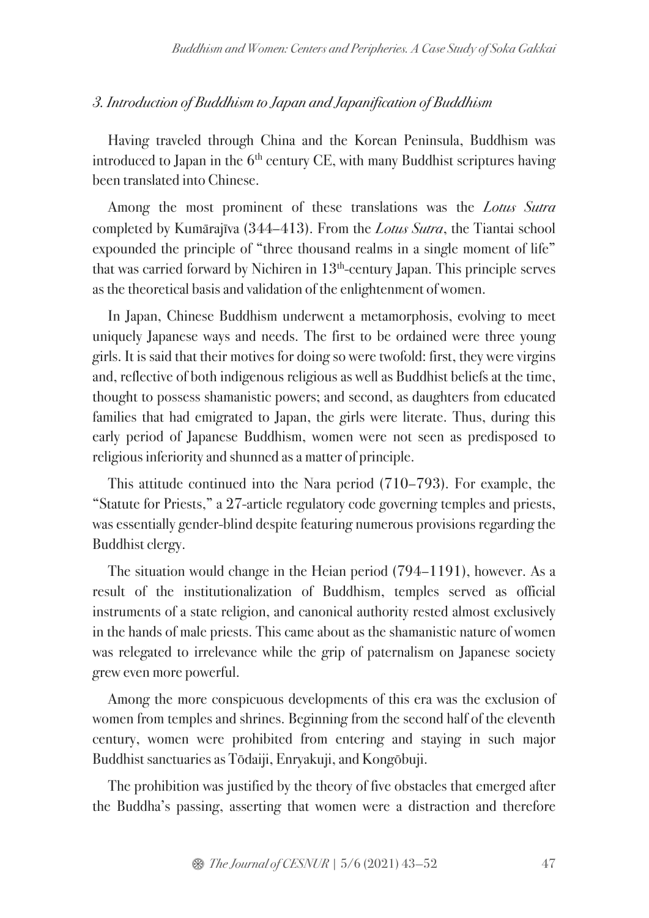### *3. Introduction of Buddhism to Japan and Japanification of Buddhism*

Having traveled through China and the Korean Peninsula, Buddhism was introduced to Japan in the 6th century CE, with many Buddhist scriptures having been translated into Chinese.

Among the most prominent of these translations was the *Lotus Sutra* completed by Kumārajīva (344–413). From the *Lotus Sutra*, the Tiantai school expounded the principle of "three thousand realms in a single moment of life" that was carried forward by Nichiren in 13th-century Japan. This principle serves as the theoretical basis and validation of the enlightenment of women.

In Japan, Chinese Buddhism underwent a metamorphosis, evolving to meet uniquely Japanese ways and needs. The first to be ordained were three young girls. It is said that their motives for doing so were twofold: first, they were virgins and, reflective of both indigenous religious as well as Buddhist beliefs at the time, thought to possess shamanistic powers; and second, as daughters from educated families that had emigrated to Japan, the girls were literate. Thus, during this early period of Japanese Buddhism, women were not seen as predisposed to religious inferiority and shunned as a matter of principle.

This attitude continued into the Nara period (710–793). For example, the "Statute for Priests," a 27-article regulatory code governing temples and priests, was essentially gender-blind despite featuring numerous provisions regarding the Buddhist clergy.

The situation would change in the Heian period (794–1191), however. As a result of the institutionalization of Buddhism, temples served as official instruments of a state religion, and canonical authority rested almost exclusively in the hands of male priests. This came about as the shamanistic nature of women was relegated to irrelevance while the grip of paternalism on Japanese society grew even more powerful.

Among the more conspicuous developments of this era was the exclusion of women from temples and shrines. Beginning from the second half of the eleventh century, women were prohibited from entering and staying in such major Buddhist sanctuaries as Tōdaiji, Enryakuji, and Kongōbuji.

The prohibition was justified by the theory of five obstacles that emerged after the Buddha's passing, asserting that women were a distraction and therefore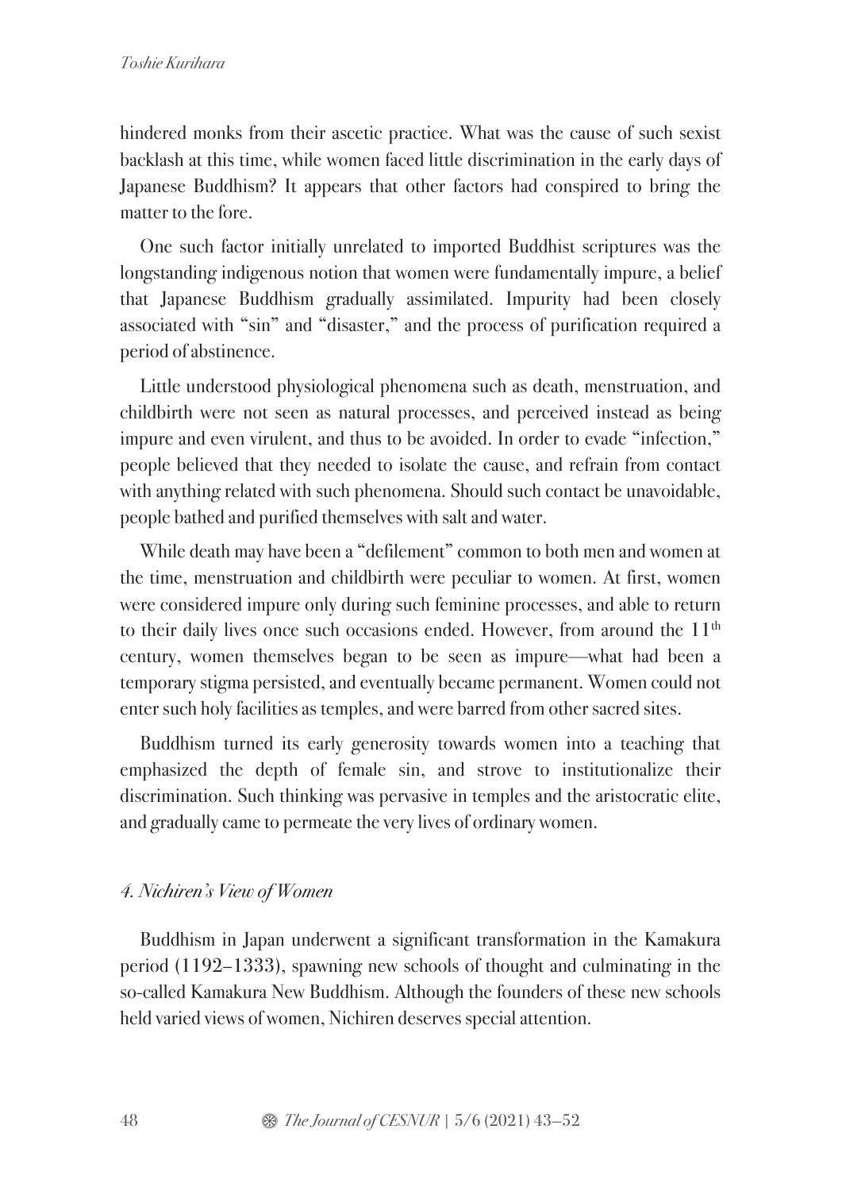hindered monks from their ascetic practice. What was the cause of such sexist backlash at this time, while women faced little discrimination in the early days of Japanese Buddhism? It appears that other factors had conspired to bring the matter to the fore.

One such factor initially unrelated to imported Buddhist scriptures was the longstanding indigenous notion that women were fundamentally impure, a belief that Japanese Buddhism gradually assimilated. Impurity had been closely associated with "sin" and "disaster," and the process of purification required a period of abstinence.

Little understood physiological phenomena such as death, menstruation, and childbirth were not seen as natural processes, and perceived instead as being impure and even virulent, and thus to be avoided. In order to evade "infection," people believed that they needed to isolate the cause, and refrain from contact with anything related with such phenomena. Should such contact be unavoidable, people bathed and purified themselves with salt and water.

While death may have been a "defilement" common to both men and women at the time, menstruation and childbirth were peculiar to women. At first, women were considered impure only during such feminine processes, and able to return to their daily lives once such occasions ended. However, from around the 11th century, women themselves began to be seen as impure—what had been a temporary stigma persisted, and eventually became permanent. Women could not enter such holy facilities as temples, and were barred from other sacred sites.

Buddhism turned its early generosity towards women into a teaching that emphasized the depth of female sin, and strove to institutionalize their discrimination. Such thinking was pervasive in temples and the aristocratic elite, and gradually came to permeate the very lives of ordinary women.

### *4. Nichiren's View of Women*

Buddhism in Japan underwent a significant transformation in the Kamakura period (1192–1333), spawning new schools of thought and culminating in the so-called Kamakura New Buddhism. Although the founders of these new schools held varied views of women, Nichiren deserves special attention.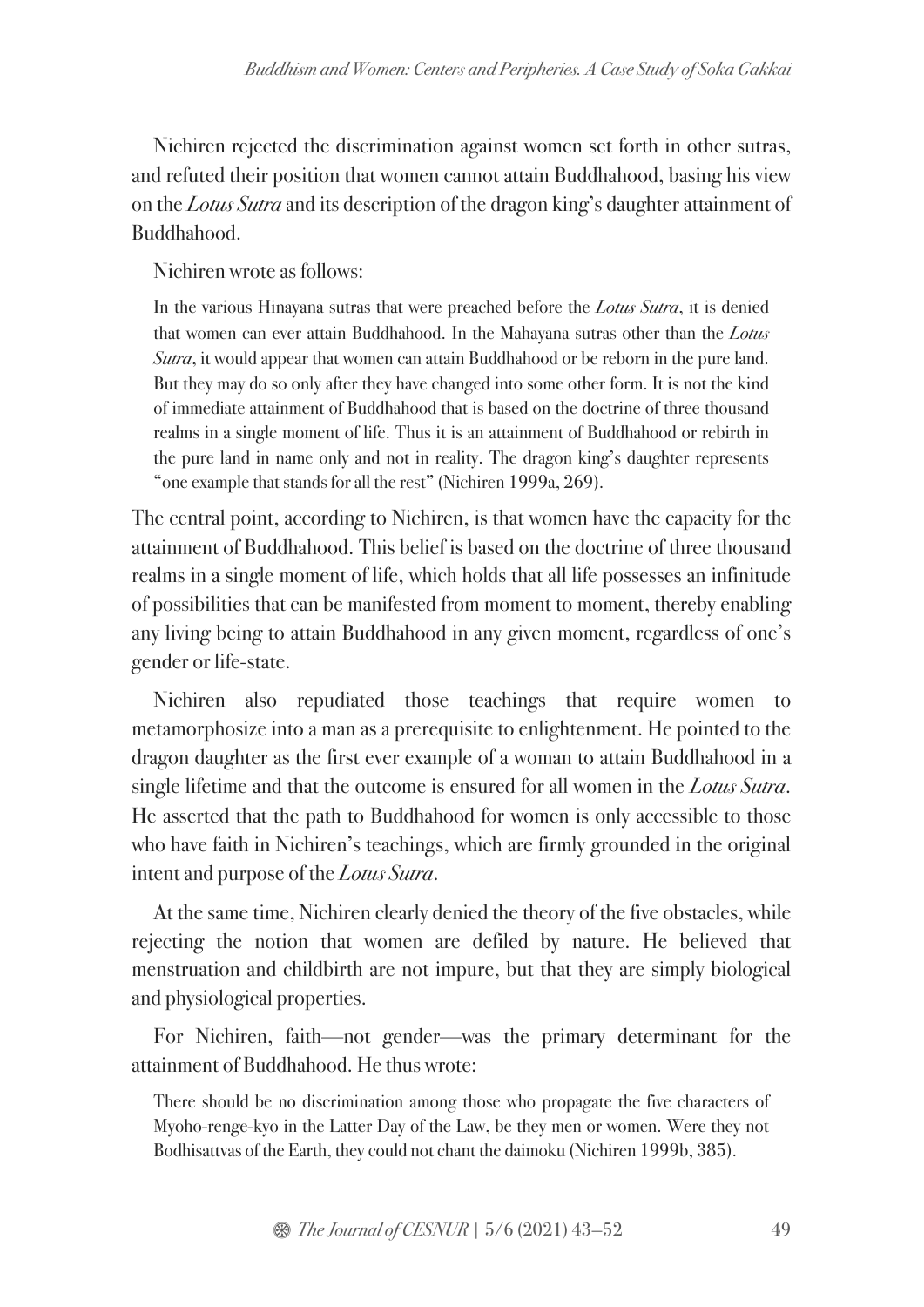Nichiren rejected the discrimination against women set forth in other sutras, and refuted their position that women cannot attain Buddhahood, basing his view on the *Lotus Sutra* and its description of the dragon king's daughter attainment of Buddhahood.

Nichiren wrote as follows:

> In the various Hinayana sutras that were preached before the *Lotus Sutra*, it is denied that women can ever attain Buddhahood. In the Mahayana sutras other than the *Lotus Sutra*, it would appear that women can attain Buddhahood or be reborn in the pure land. But they may do so only after they have changed into some other form. It is not the kind of immediate attainment of Buddhahood that is based on the doctrine of three thousand realms in a single moment of life. Thus it is an attainment of Buddhahood or rebirth in the pure land in name only and not in reality. The dragon king's daughter represents "one example that stands for all the rest" (Nichiren 1999a, 269).

The central point, according to Nichiren, is that women have the capacity for the attainment of Buddhahood. This belief is based on the doctrine of three thousand realms in a single moment of life, which holds that all life possesses an infinitude of possibilities that can be manifested from moment to moment, thereby enabling any living being to attain Buddhahood in any given moment, regardless of one's gender or life-state.

Nichiren also repudiated those teachings that require women to metamorphosize into a man as a prerequisite to enlightenment. He pointed to the dragon daughter as the first ever example of a woman to attain Buddhahood in a single lifetime and that the outcome is ensured for all women in the *Lotus Sutra*. He asserted that the path to Buddhahood for women is only accessible to those who have faith in Nichiren's teachings, which are firmly grounded in the original intent and purpose of the *Lotus Sutra*.

At the same time, Nichiren clearly denied the theory of the five obstacles, while rejecting the notion that women are defiled by nature. He believed that menstruation and childbirth are not impure, but that they are simply biological and physiological properties.

For Nichiren, faith—not gender—was the primary determinant for the attainment of Buddhahood. He thus wrote:

> There should be no discrimination among those who propagate the five characters of Myoho-renge-kyo in the Latter Day of the Law, be they men or women. Were they not Bodhisattvas of the Earth, they could not chant the daimoku (Nichiren 1999b, 385).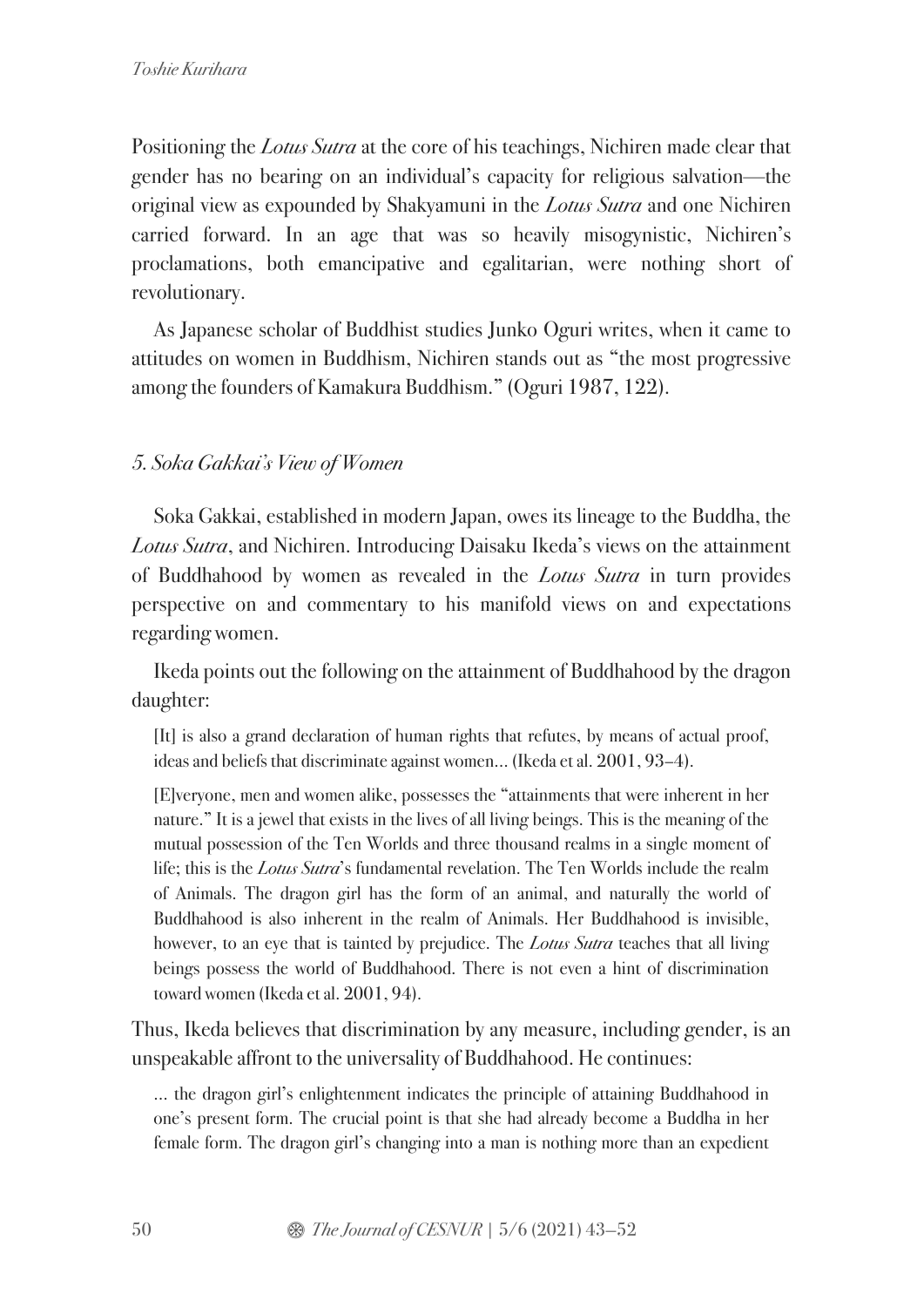Positioning the *Lotus Sutra* at the core of his teachings, Nichiren made clear that gender has no bearing on an individual's capacity for religious salvation—the original view as expounded by Shakyamuni in the *Lotus Sutra* and one Nichiren carried forward. In an age that was so heavily misogynistic, Nichiren's proclamations, both emancipative and egalitarian, were nothing short of revolutionary.

As Japanese scholar of Buddhist studies Junko Oguri writes, when it came to attitudes on women in Buddhism, Nichiren stands out as "the most progressive among the founders of Kamakura Buddhism." (Oguri 1987, 122).

### *5. Soka Gakkai's View of Women*

Soka Gakkai, established in modern Japan, owes its lineage to the Buddha, the *Lotus Sutra*, and Nichiren. Introducing Daisaku Ikeda's views on the attainment of Buddhahood by women as revealed in the *Lotus Sutra* in turn provides perspective on and commentary to his manifold views on and expectations regarding women.

Ikeda points out the following on the attainment of Buddhahood by the dragon daughter:

> [It] is also a grand declaration of human rights that refutes, by means of actual proof, ideas and beliefs that discriminate against women... (Ikeda et al. 2001, 93–4).
>
> [E]veryone, men and women alike, possesses the "attainments that were inherent in her nature." It is a jewel that exists in the lives of all living beings. This is the meaning of the mutual possession of the Ten Worlds and three thousand realms in a single moment of life; this is the *Lotus Sutra*'s fundamental revelation. The Ten Worlds include the realm of Animals. The dragon girl has the form of an animal, and naturally the world of Buddhahood is also inherent in the realm of Animals. Her Buddhahood is invisible, however, to an eye that is tainted by prejudice. The *Lotus Sutra* teaches that all living beings possess the world of Buddhahood. There is not even a hint of discrimination toward women (Ikeda et al. 2001, 94).

Thus, Ikeda believes that discrimination by any measure, including gender, is an unspeakable affront to the universality of Buddhahood. He continues:

> ... the dragon girl's enlightenment indicates the principle of attaining Buddhahood in one's present form. The crucial point is that she had already become a Buddha in her female form. The dragon girl's changing into a man is nothing more than an expedient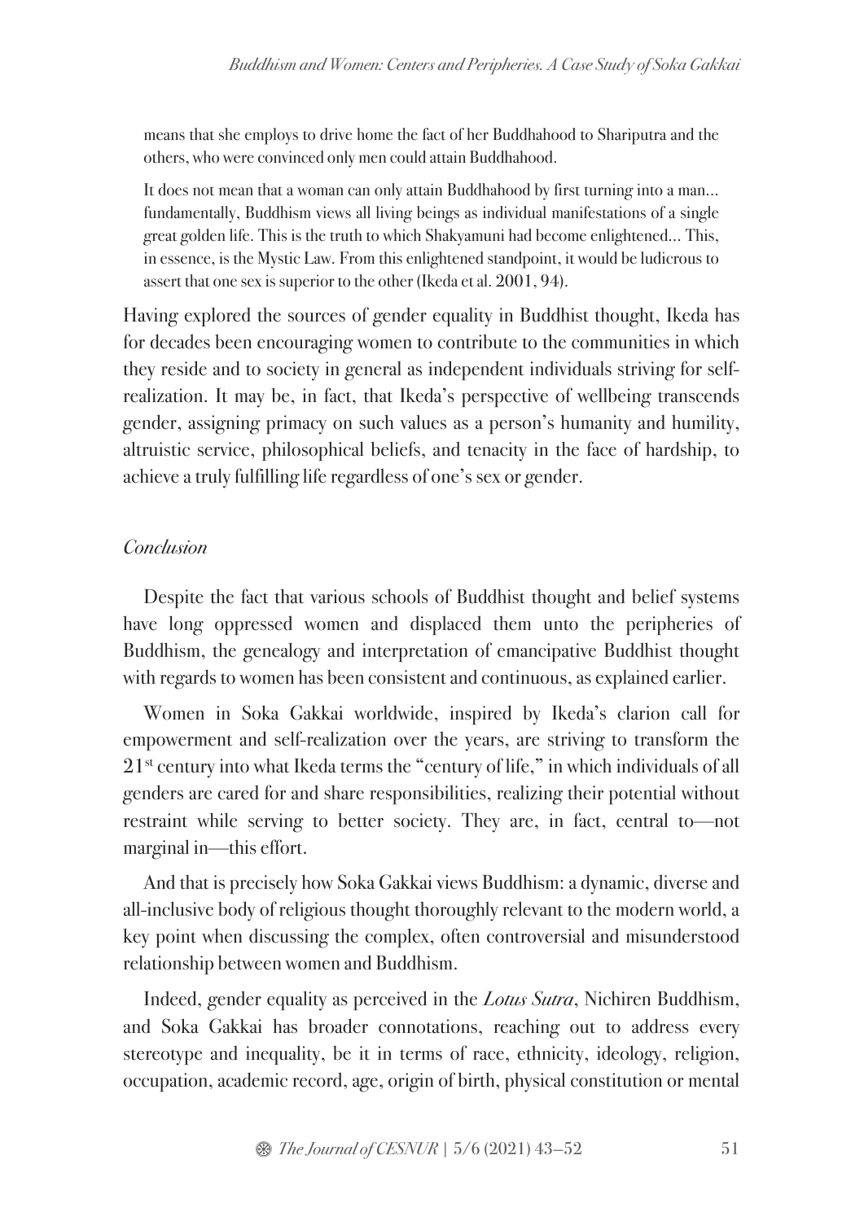means that she employs to drive home the fact of her Buddhahood to Shariputra and the others, who were convinced only men could attain Buddhahood.

> It does not mean that a woman can only attain Buddhahood by first turning into a man... fundamentally, Buddhism views all living beings as individual manifestations of a single great golden life. This is the truth to which Shakyamuni had become enlightened... This, in essence, is the Mystic Law. From this enlightened standpoint, it would be ludicrous to assert that one sex is superior to the other (Ikeda et al. 2001, 94).

Having explored the sources of gender equality in Buddhist thought, Ikeda has for decades been encouraging women to contribute to the communities in which they reside and to society in general as independent individuals striving for self-realization. It may be, in fact, that Ikeda's perspective of wellbeing transcends gender, assigning primacy on such values as a person's humanity and humility, altruistic service, philosophical beliefs, and tenacity in the face of hardship, to achieve a truly fulfilling life regardless of one's sex or gender.

### *Conclusion*

Despite the fact that various schools of Buddhist thought and belief systems have long oppressed women and displaced them unto the peripheries of Buddhism, the genealogy and interpretation of emancipative Buddhist thought with regards to women has been consistent and continuous, as explained earlier.

Women in Soka Gakkai worldwide, inspired by Ikeda's clarion call for empowerment and self-realization over the years, are striving to transform the 21st century into what Ikeda terms the "century of life," in which individuals of all genders are cared for and share responsibilities, realizing their potential without restraint while serving to better society. They are, in fact, central to—not marginal in—this effort.

And that is precisely how Soka Gakkai views Buddhism: a dynamic, diverse and all-inclusive body of religious thought thoroughly relevant to the modern world, a key point when discussing the complex, often controversial and misunderstood relationship between women and Buddhism.

Indeed, gender equality as perceived in the *Lotus Sutra*, Nichiren Buddhism, and Soka Gakkai has broader connotations, reaching out to address every stereotype and inequality, be it in terms of race, ethnicity, ideology, religion, occupation, academic record, age, origin of birth, physical constitution or mental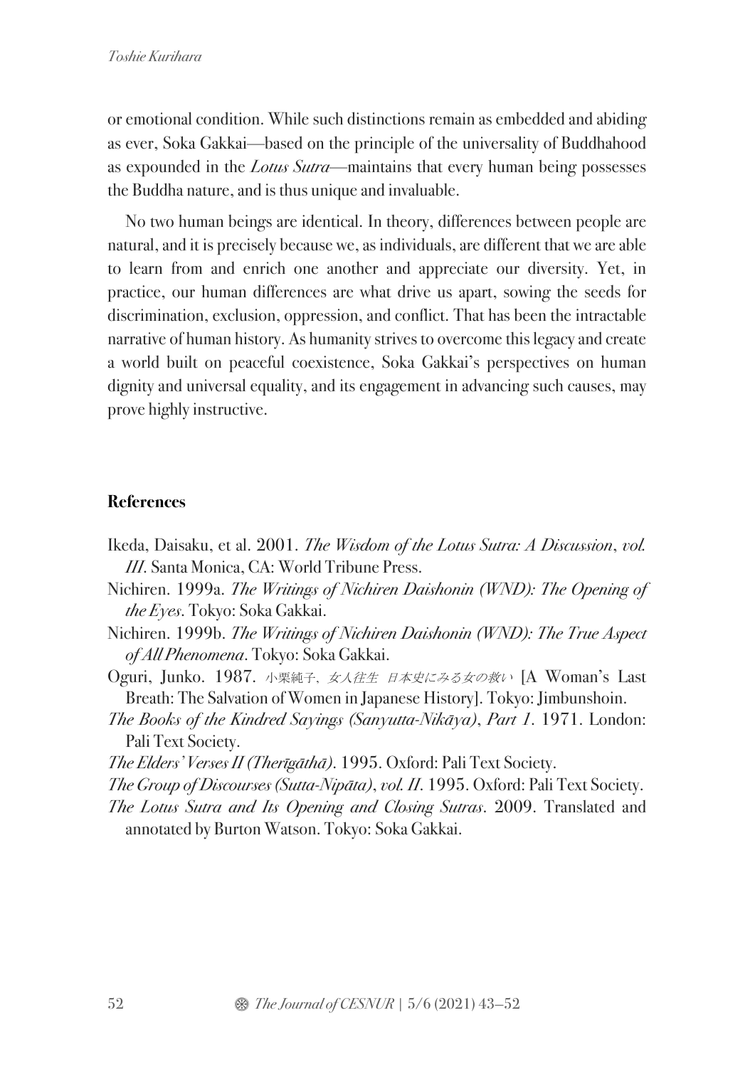or emotional condition. While such distinctions remain as embedded and abiding as ever, Soka Gakkai—based on the principle of the universality of Buddhahood as expounded in the *Lotus Sutra*—maintains that every human being possesses the Buddha nature, and is thus unique and invaluable.

No two human beings are identical. In theory, differences between people are natural, and it is precisely because we, as individuals, are different that we are able to learn from and enrich one another and appreciate our diversity. Yet, in practice, our human differences are what drive us apart, sowing the seeds for discrimination, exclusion, oppression, and conflict. That has been the intractable narrative of human history. As humanity strives to overcome this legacy and create a world built on peaceful coexistence, Soka Gakkai's perspectives on human dignity and universal equality, and its engagement in advancing such causes, may prove highly instructive.

## References

Ikeda, Daisaku, et al. 2001. *The Wisdom of the Lotus Sutra: A Discussion*, *vol. III*. Santa Monica, CA: World Tribune Press.

Nichiren. 1999a. *The Writings of Nichiren Daishonin (WND): The Opening of the Eyes*. Tokyo: Soka Gakkai.

Nichiren. 1999b. *The Writings of Nichiren Daishonin (WND): The True Aspect of All Phenomena*. Tokyo: Soka Gakkai.

Oguri, Junko. 1987. 小栗純子, *女人往生 日本史にみる女の救い* [A Woman's Last Breath: The Salvation of Women in Japanese History]. Tokyo: Jimbunshoin.

*The Books of the Kindred Sayings (Sanyutta-Nikāya)*, *Part 1*. 1971. London: Pali Text Society.

*The Elders' Verses II (Therīgāthā)*. 1995. Oxford: Pali Text Society.

*The Group of Discourses (Sutta-Nipāta)*, *vol. II*. 1995. Oxford: Pali Text Society.

*The Lotus Sutra and Its Opening and Closing Sutras*. 2009. Translated and annotated by Burton Watson. Tokyo: Soka Gakkai.